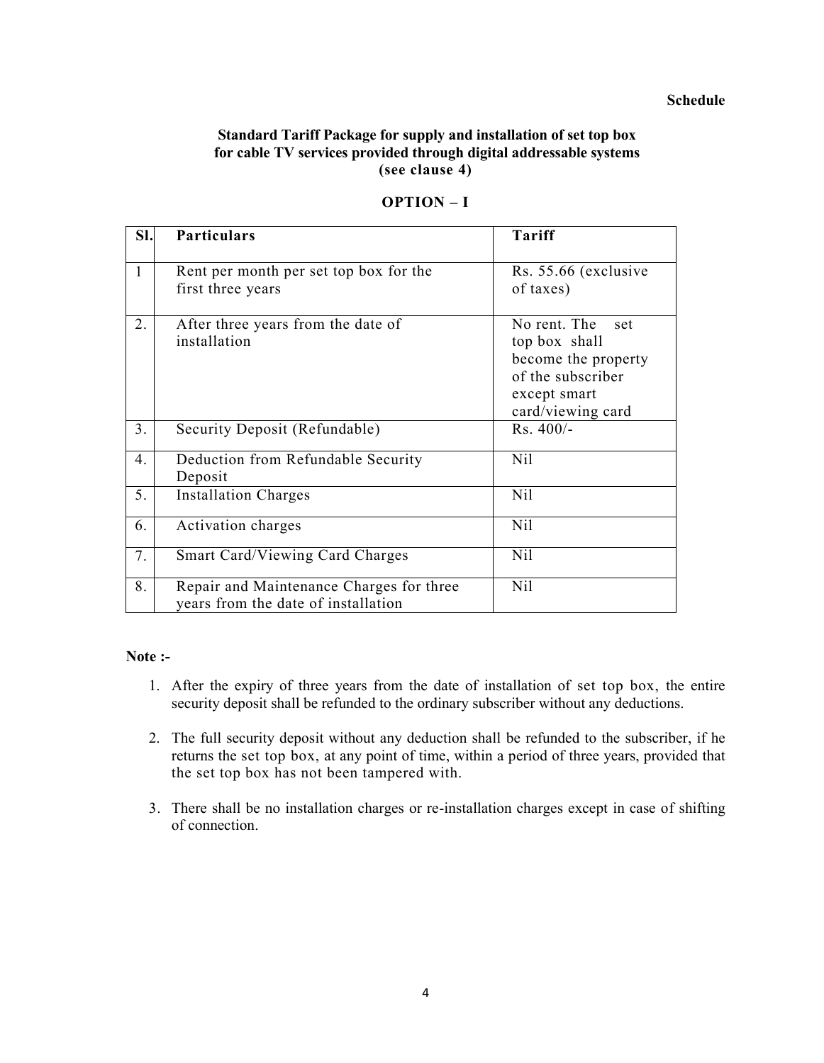**Schedule**

## Standard Tariff Package for supply and installation of set top box for cable TV services provided through digital addressable systems (see clause 4)

### OPTION – I

| Sl. | Particulars | Tariff |
|---|---|---|
| 1 | Rent per month per set top box for the first three years | Rs. 55.66 (exclusive of taxes) |
| 2. | After three years from the date of installation | No rent. The set top box shall become the property of the subscriber except smart card/viewing card |
| 3. | Security Deposit (Refundable) | Rs. 400/- |
| 4. | Deduction from Refundable Security Deposit | Nil |
| 5. | Installation Charges | Nil |
| 6. | Activation charges | Nil |
| 7. | Smart Card/Viewing Card Charges | Nil |
| 8. | Repair and Maintenance Charges for three years from the date of installation | Nil |

**Note :-**

1. After the expiry of three years from the date of installation of set top box, the entire security deposit shall be refunded to the ordinary subscriber without any deductions.

2. The full security deposit without any deduction shall be refunded to the subscriber, if he returns the set top box, at any point of time, within a period of three years, provided that the set top box has not been tampered with.

3. There shall be no installation charges or re-installation charges except in case of shifting of connection.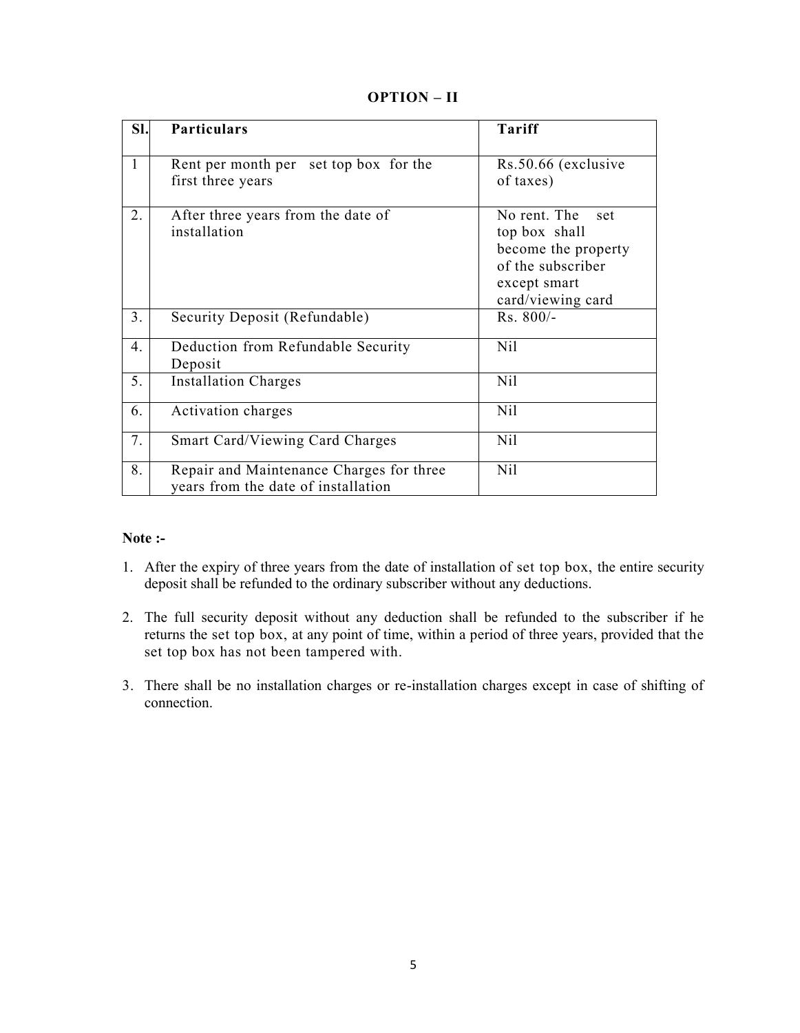## OPTION – II

| Sl. | Particulars | Tariff |
|---|---|---|
| 1 | Rent per month per set top box for the first three years | Rs.50.66 (exclusive of taxes) |
| 2. | After three years from the date of installation | No rent. The set top box shall become the property of the subscriber except smart card/viewing card |
| 3. | Security Deposit (Refundable) | Rs. 800/- |
| 4. | Deduction from Refundable Security Deposit | Nil |
| 5. | Installation Charges | Nil |
| 6. | Activation charges | Nil |
| 7. | Smart Card/Viewing Card Charges | Nil |
| 8. | Repair and Maintenance Charges for three years from the date of installation | Nil |

**Note :-**

1. After the expiry of three years from the date of installation of set top box, the entire security deposit shall be refunded to the ordinary subscriber without any deductions.

2. The full security deposit without any deduction shall be refunded to the subscriber if he returns the set top box, at any point of time, within a period of three years, provided that the set top box has not been tampered with.

3. There shall be no installation charges or re-installation charges except in case of shifting of connection.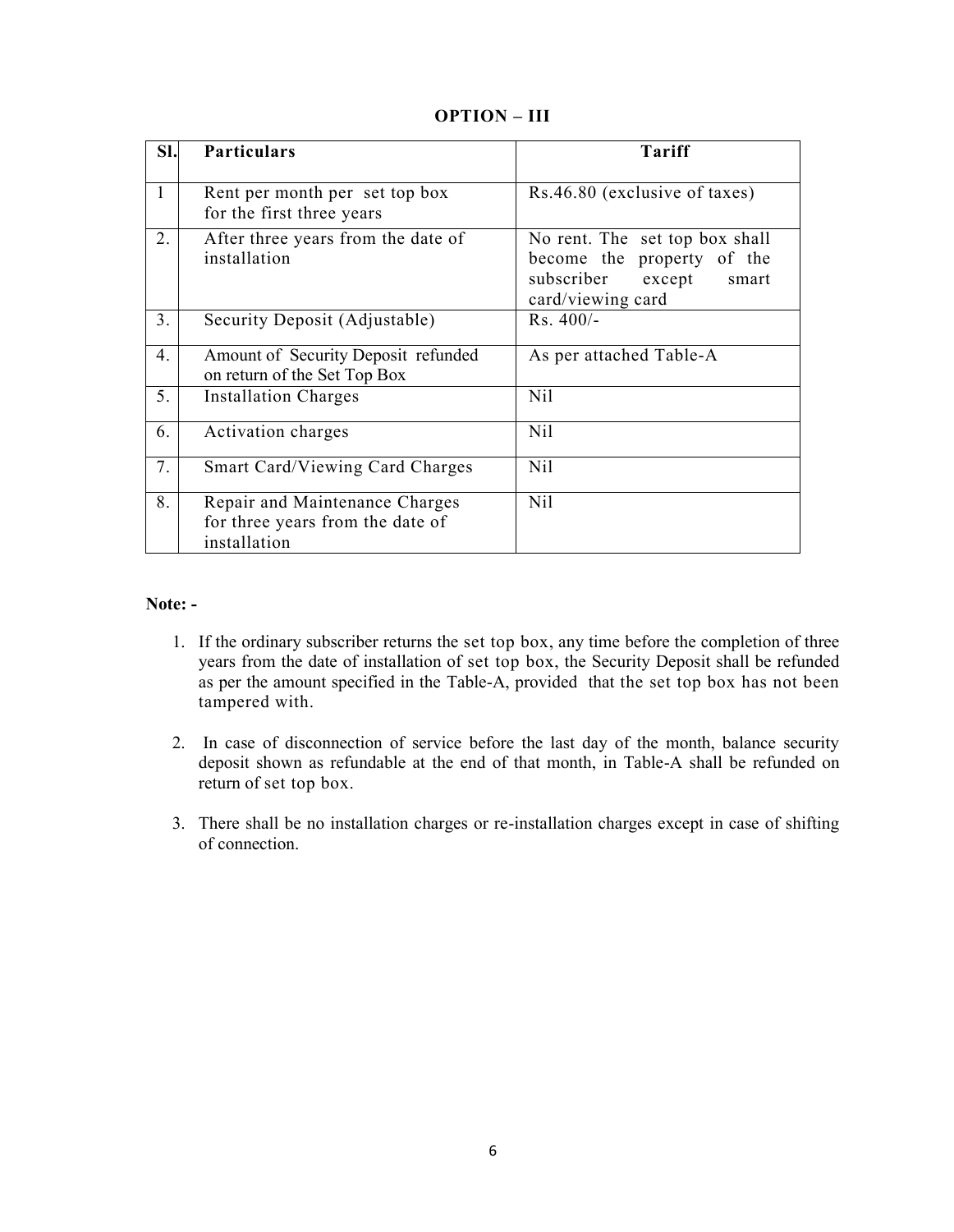## OPTION – III

| Sl. | Particulars | Tariff |
|---|---|---|
| 1 | Rent per month per set top box for the first three years | Rs.46.80 (exclusive of taxes) |
| 2. | After three years from the date of installation | No rent. The set top box shall become the property of the subscriber except smart card/viewing card |
| 3. | Security Deposit (Adjustable) | Rs. 400/- |
| 4. | Amount of Security Deposit refunded on return of the Set Top Box | As per attached Table-A |
| 5. | Installation Charges | Nil |
| 6. | Activation charges | Nil |
| 7. | Smart Card/Viewing Card Charges | Nil |
| 8. | Repair and Maintenance Charges for three years from the date of installation | Nil |

**Note: -**

1. If the ordinary subscriber returns the set top box, any time before the completion of three years from the date of installation of set top box, the Security Deposit shall be refunded as per the amount specified in the Table-A, provided that the set top box has not been tampered with.

2. In case of disconnection of service before the last day of the month, balance security deposit shown as refundable at the end of that month, in Table-A shall be refunded on return of set top box.

3. There shall be no installation charges or re-installation charges except in case of shifting of connection.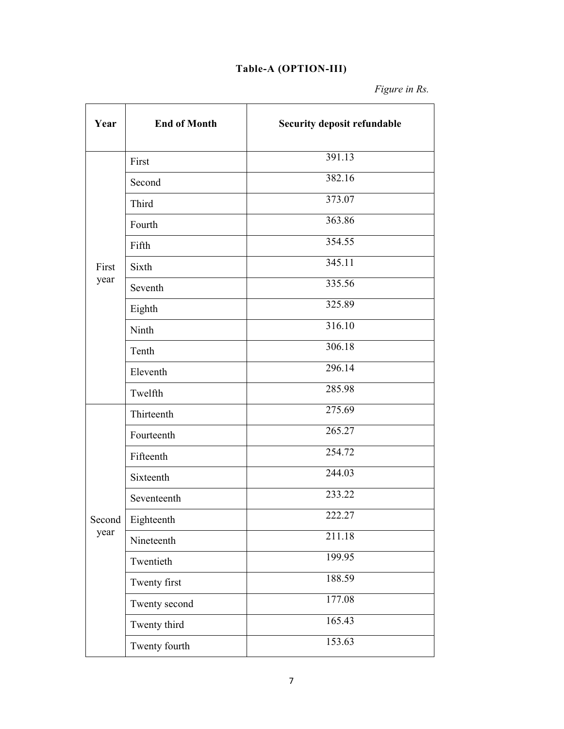**Table-A (OPTION-III)**

*Figure in Rs.*

| Year | End of Month | Security deposit refundable |
|---|---|---|
| First year | First | 391.13 |
| | Second | 382.16 |
| | Third | 373.07 |
| | Fourth | 363.86 |
| | Fifth | 354.55 |
| | Sixth | 345.11 |
| | Seventh | 335.56 |
| | Eighth | 325.89 |
| | Ninth | 316.10 |
| | Tenth | 306.18 |
| | Eleventh | 296.14 |
| | Twelfth | 285.98 |
| Second year | Thirteenth | 275.69 |
| | Fourteenth | 265.27 |
| | Fifteenth | 254.72 |
| | Sixteenth | 244.03 |
| | Seventeenth | 233.22 |
| | Eighteenth | 222.27 |
| | Nineteenth | 211.18 |
| | Twentieth | 199.95 |
| | Twenty first | 188.59 |
| | Twenty second | 177.08 |
| | Twenty third | 165.43 |
| | Twenty fourth | 153.63 |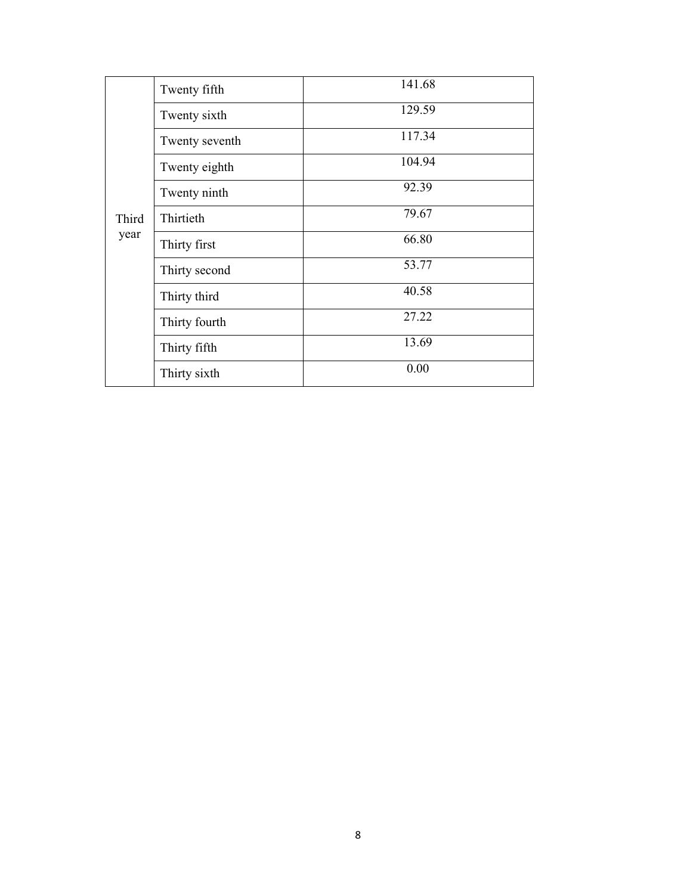| | | |
|---|---|---|
| Third year | Twenty fifth | 141.68 |
| | Twenty sixth | 129.59 |
| | Twenty seventh | 117.34 |
| | Twenty eighth | 104.94 |
| | Twenty ninth | 92.39 |
| | Thirtieth | 79.67 |
| | Thirty first | 66.80 |
| | Thirty second | 53.77 |
| | Thirty third | 40.58 |
| | Thirty fourth | 27.22 |
| | Thirty fifth | 13.69 |
| | Thirty sixth | 0.00 |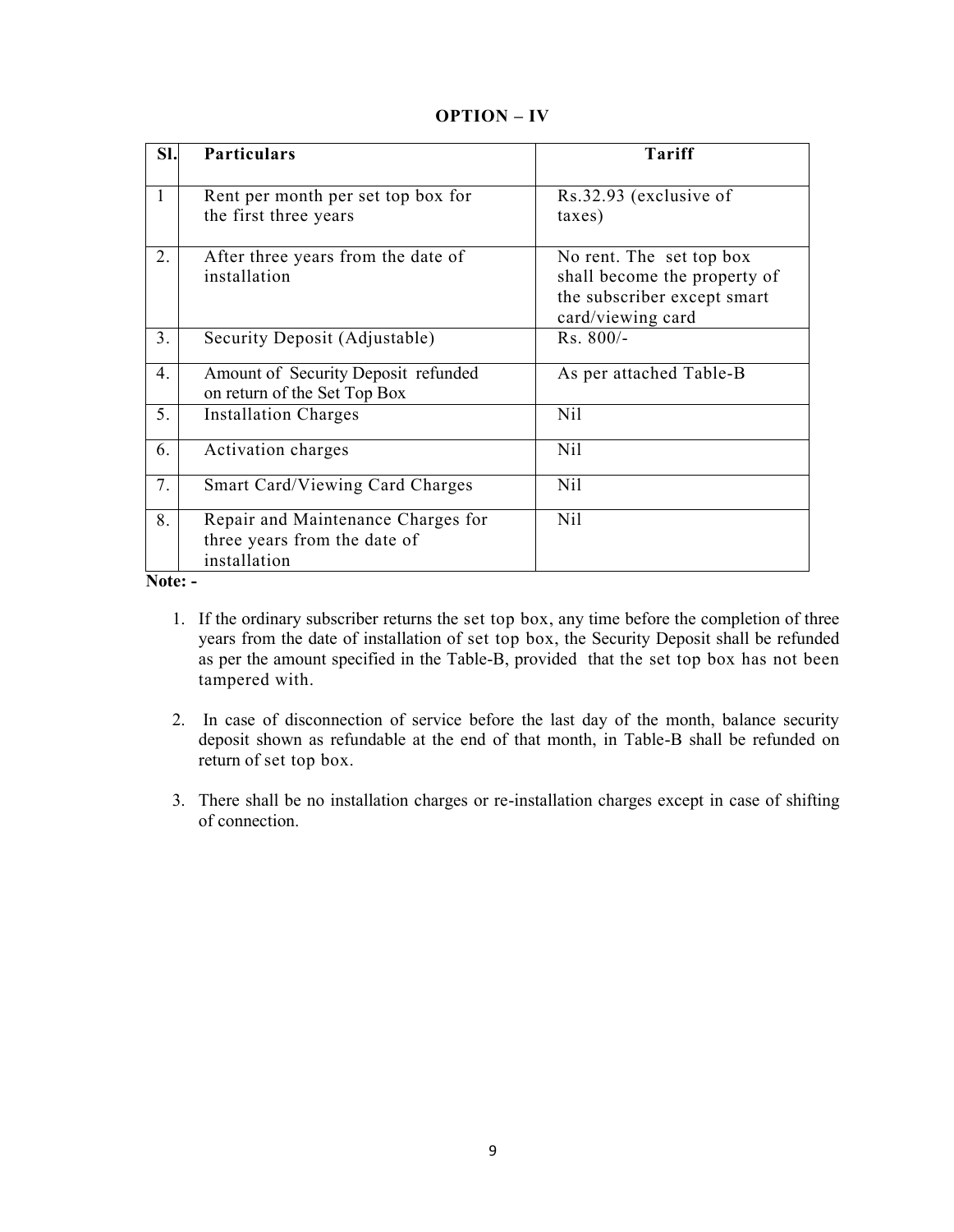## OPTION – IV

| Sl. | Particulars | Tariff |
|---|---|---|
| 1 | Rent per month per set top box for the first three years | Rs.32.93 (exclusive of taxes) |
| 2. | After three years from the date of installation | No rent. The set top box shall become the property of the subscriber except smart card/viewing card |
| 3. | Security Deposit (Adjustable) | Rs. 800/- |
| 4. | Amount of Security Deposit refunded on return of the Set Top Box | As per attached Table-B |
| 5. | Installation Charges | Nil |
| 6. | Activation charges | Nil |
| 7. | Smart Card/Viewing Card Charges | Nil |
| 8. | Repair and Maintenance Charges for three years from the date of installation | Nil |

**Note: -**

1. If the ordinary subscriber returns the set top box, any time before the completion of three years from the date of installation of set top box, the Security Deposit shall be refunded as per the amount specified in the Table-B, provided that the set top box has not been tampered with.

2. In case of disconnection of service before the last day of the month, balance security deposit shown as refundable at the end of that month, in Table-B shall be refunded on return of set top box.

3. There shall be no installation charges or re-installation charges except in case of shifting of connection.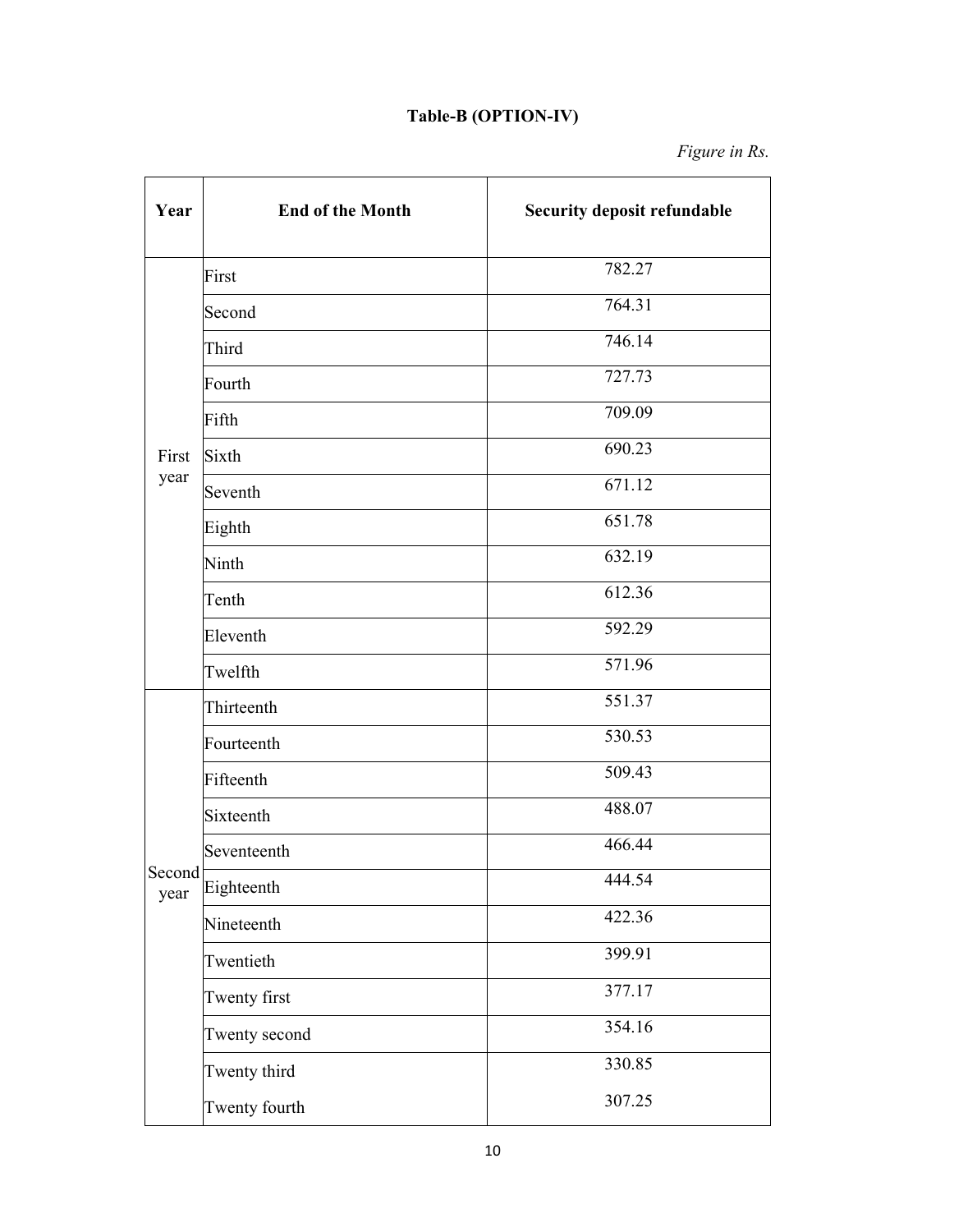**Table-B (OPTION-IV)**

*Figure in Rs.*

| Year | End of the Month | Security deposit refundable |
|---|---|---|
| First year | First | 782.27 |
| | Second | 764.31 |
| | Third | 746.14 |
| | Fourth | 727.73 |
| | Fifth | 709.09 |
| | Sixth | 690.23 |
| | Seventh | 671.12 |
| | Eighth | 651.78 |
| | Ninth | 632.19 |
| | Tenth | 612.36 |
| | Eleventh | 592.29 |
| | Twelfth | 571.96 |
| Second year | Thirteenth | 551.37 |
| | Fourteenth | 530.53 |
| | Fifteenth | 509.43 |
| | Sixteenth | 488.07 |
| | Seventeenth | 466.44 |
| | Eighteenth | 444.54 |
| | Nineteenth | 422.36 |
| | Twentieth | 399.91 |
| | Twenty first | 377.17 |
| | Twenty second | 354.16 |
| | Twenty third | 330.85 |
| | Twenty fourth | 307.25 |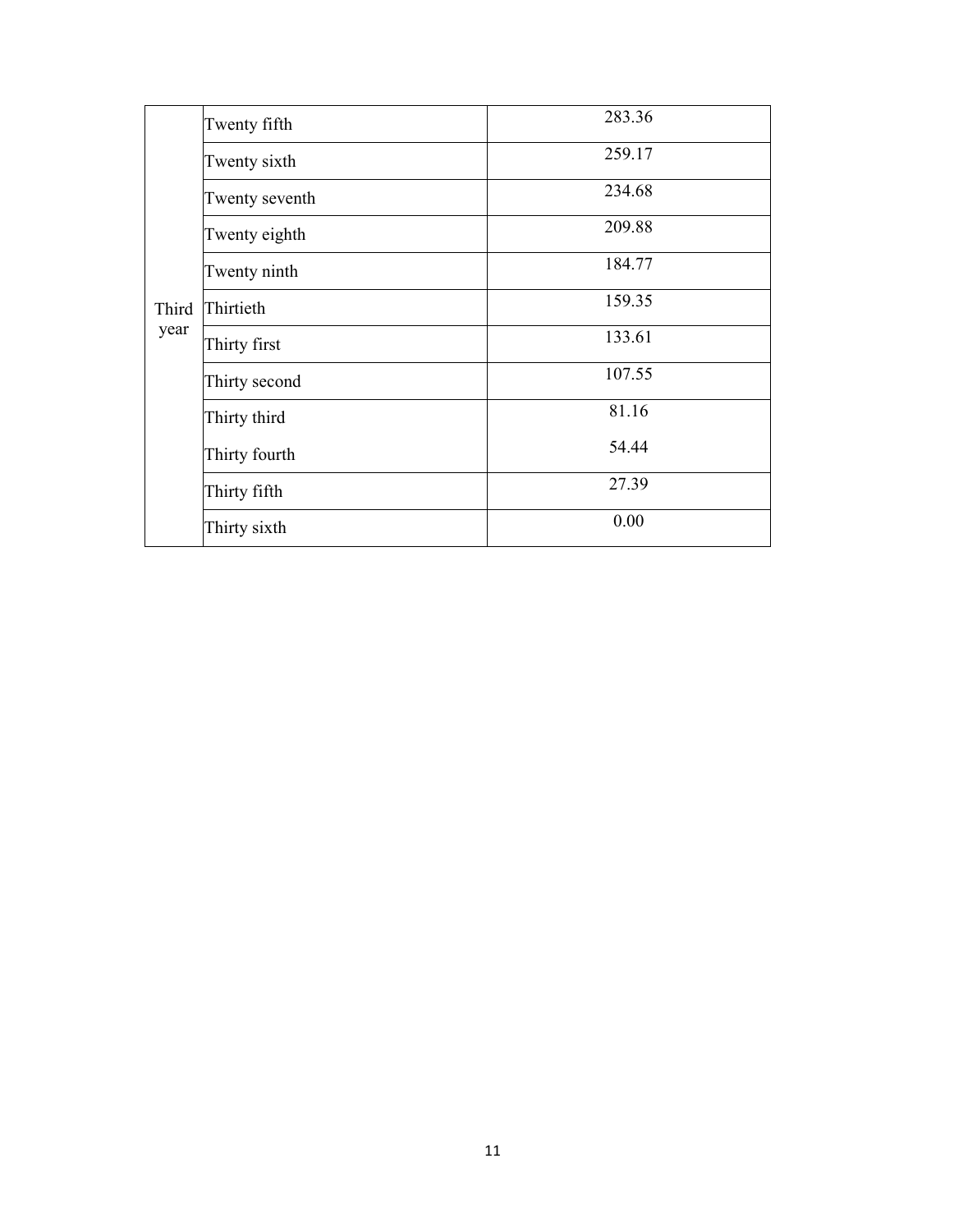| | | |
|---|---|---|
| Third year | Twenty fifth | 283.36 |
| | Twenty sixth | 259.17 |
| | Twenty seventh | 234.68 |
| | Twenty eighth | 209.88 |
| | Twenty ninth | 184.77 |
| | Thirtieth | 159.35 |
| | Thirty first | 133.61 |
| | Thirty second | 107.55 |
| | Thirty third | 81.16 |
| | Thirty fourth | 54.44 |
| | Thirty fifth | 27.39 |
| | Thirty sixth | 0.00 |